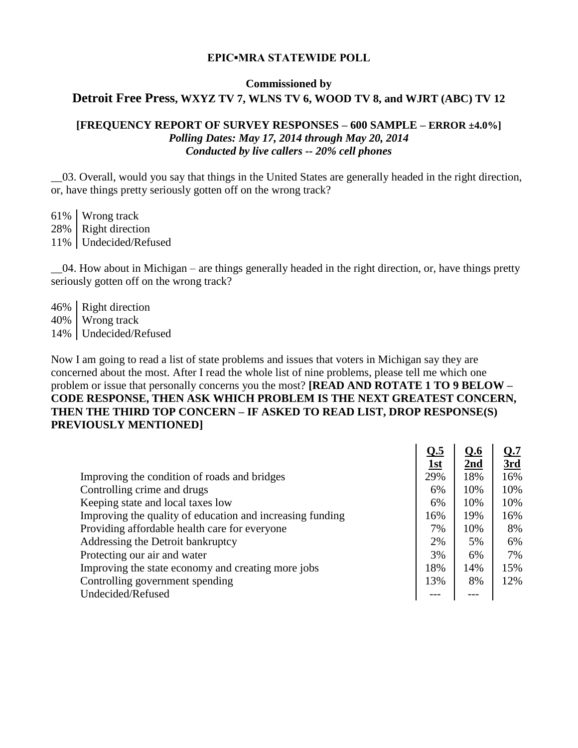**EPIC▪MRA STATEWIDE POLL**

**Commissioned by**

**Detroit Free Press, WXYZ TV 7, WLNS TV 6, WOOD TV 8, and WJRT (ABC) TV 12**

**[FREQUENCY REPORT OF SURVEY RESPONSES – 600 SAMPLE – ERROR ±4.0%]**
***Polling Dates: May 17, 2014 through May 20, 2014***
***Conducted by live callers -- 20% cell phones***

__03. Overall, would you say that things in the United States are generally headed in the right direction, or, have things pretty seriously gotten off on the wrong track?

| | |
|---|---|
| 61% | Wrong track |
| 28% | Right direction |
| 11% | Undecided/Refused |

__04. How about in Michigan – are things generally headed in the right direction, or, have things pretty seriously gotten off on the wrong track?

| | |
|---|---|
| 46% | Right direction |
| 40% | Wrong track |
| 14% | Undecided/Refused |

Now I am going to read a list of state problems and issues that voters in Michigan say they are concerned about the most. After I read the whole list of nine problems, please tell me which one problem or issue that personally concerns you the most? **[READ AND ROTATE 1 TO 9 BELOW – CODE RESPONSE, THEN ASK WHICH PROBLEM IS THE NEXT GREATEST CONCERN, THEN THE THIRD TOP CONCERN – IF ASKED TO READ LIST, DROP RESPONSE(S) PREVIOUSLY MENTIONED]**

| | Q.5 1st | Q.6 2nd | Q.7 3rd |
|---|---|---|---|
| Improving the condition of roads and bridges | 29% | 18% | 16% |
| Controlling crime and drugs | 6% | 10% | 10% |
| Keeping state and local taxes low | 6% | 10% | 10% |
| Improving the quality of education and increasing funding | 16% | 19% | 16% |
| Providing affordable health care for everyone | 7% | 10% | 8% |
| Addressing the Detroit bankruptcy | 2% | 5% | 6% |
| Protecting our air and water | 3% | 6% | 7% |
| Improving the state economy and creating more jobs | 18% | 14% | 15% |
| Controlling government spending | 13% | 8% | 12% |
| Undecided/Refused | --- | --- | |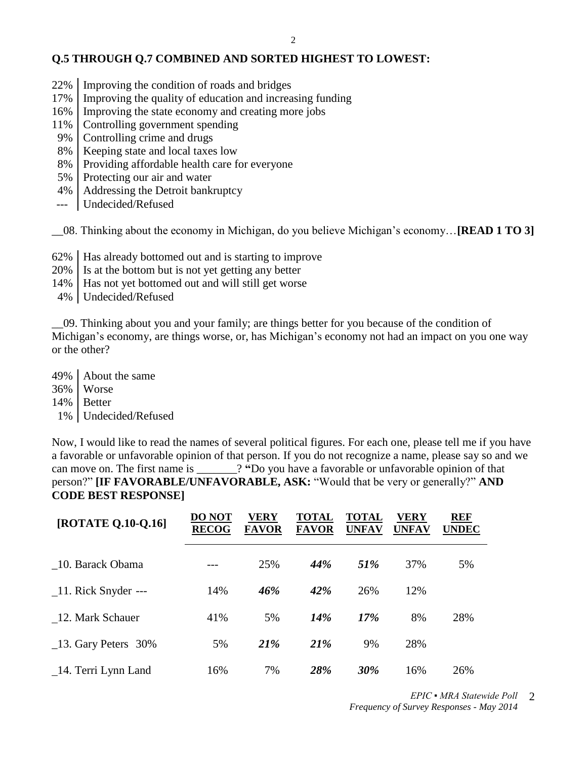**Q.5 THROUGH Q.7 COMBINED AND SORTED HIGHEST TO LOWEST:**

| | |
|---|---|
| 22% | Improving the condition of roads and bridges |
| 17% | Improving the quality of education and increasing funding |
| 16% | Improving the state economy and creating more jobs |
| 11% | Controlling government spending |
| 9% | Controlling crime and drugs |
| 8% | Keeping state and local taxes low |
| 8% | Providing affordable health care for everyone |
| 5% | Protecting our air and water |
| 4% | Addressing the Detroit bankruptcy |
| --- | Undecided/Refused |

__08. Thinking about the economy in Michigan, do you believe Michigan's economy…**[READ 1 TO 3]**

| | |
|---|---|
| 62% | Has already bottomed out and is starting to improve |
| 20% | Is at the bottom but is not yet getting any better |
| 14% | Has not yet bottomed out and will still get worse |
| 4% | Undecided/Refused |

__09. Thinking about you and your family; are things better for you because of the condition of Michigan's economy, are things worse, or, has Michigan's economy not had an impact on you one way or the other?

| | |
|---|---|
| 49% | About the same |
| 36% | Worse |
| 14% | Better |
| 1% | Undecided/Refused |

Now, I would like to read the names of several political figures. For each one, please tell me if you have a favorable or unfavorable opinion of that person. If you do not recognize a name, please say so and we can move on. The first name is _______? **"**Do you have a favorable or unfavorable opinion of that person?" **[IF FAVORABLE/UNFAVORABLE, ASK:** "Would that be very or generally?" **AND CODE BEST RESPONSE]**

| **[ROTATE Q.10-Q.16]** | **DO NOT RECOG** | **VERY FAVOR** | **TOTAL FAVOR** | **TOTAL UNFAV** | **VERY UNFAV** | **REF UNDEC** |
|---|---|---|---|---|---|---|
| _10. Barack Obama | --- | 25% | ***44%*** | ***51%*** | 37% | 5% |
| _11. Rick Snyder --- | 14% | ***46%*** | ***42%*** | 26% | 12% | |
| _12. Mark Schauer | 41% | 5% | ***14%*** | ***17%*** | 8% | 28% |
| _13. Gary Peters 30% | 5% | ***21%*** | ***21%*** | 9% | 28% | |
| _14. Terri Lynn Land | 16% | 7% | ***28%*** | ***30%*** | 16% | 26% |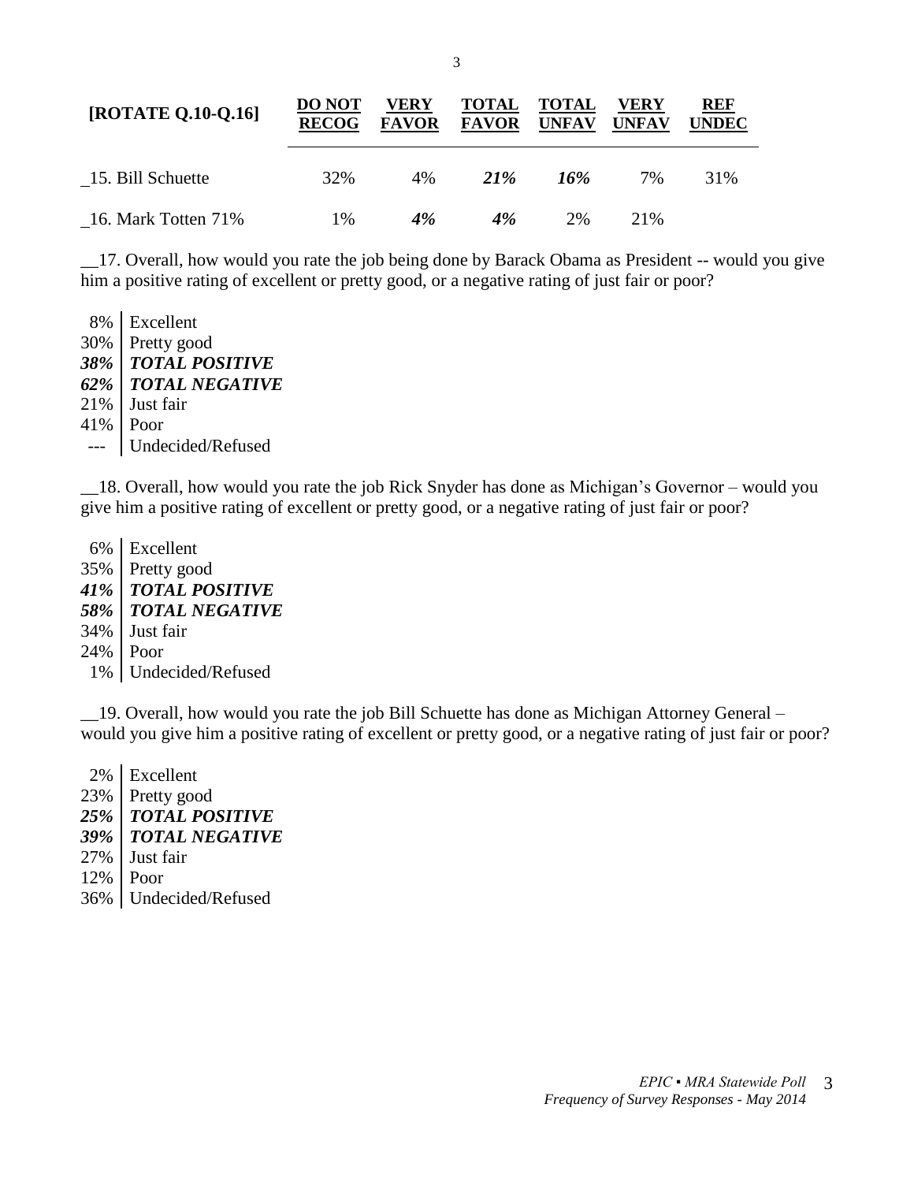| [ROTATE Q.10-Q.16] | DO NOT RECOG | VERY FAVOR | TOTAL FAVOR | TOTAL UNFAV | VERY UNFAV | REF UNDEC |
|---|---|---|---|---|---|---|
| _15. Bill Schuette | 32% | 4% | ***21%*** | ***16%*** | 7% | 31% |
| _16. Mark Totten 71% | 1% | ***4%*** | ***4%*** | 2% | 21% | |

__17. Overall, how would you rate the job being done by Barack Obama as President -- would you give him a positive rating of excellent or pretty good, or a negative rating of just fair or poor?

| | |
|---|---|
| 8% | Excellent |
| 30% | Pretty good |
| ***38%*** | ***TOTAL POSITIVE*** |
| ***62%*** | ***TOTAL NEGATIVE*** |
| 21% | Just fair |
| 41% | Poor |
| --- | Undecided/Refused |

__18. Overall, how would you rate the job Rick Snyder has done as Michigan's Governor – would you give him a positive rating of excellent or pretty good, or a negative rating of just fair or poor?

| | |
|---|---|
| 6% | Excellent |
| 35% | Pretty good |
| ***41%*** | ***TOTAL POSITIVE*** |
| ***58%*** | ***TOTAL NEGATIVE*** |
| 34% | Just fair |
| 24% | Poor |
| 1% | Undecided/Refused |

__19. Overall, how would you rate the job Bill Schuette has done as Michigan Attorney General – would you give him a positive rating of excellent or pretty good, or a negative rating of just fair or poor?

| | |
|---|---|
| 2% | Excellent |
| 23% | Pretty good |
| ***25%*** | ***TOTAL POSITIVE*** |
| ***39%*** | ***TOTAL NEGATIVE*** |
| 27% | Just fair |
| 12% | Poor |
| 36% | Undecided/Refused |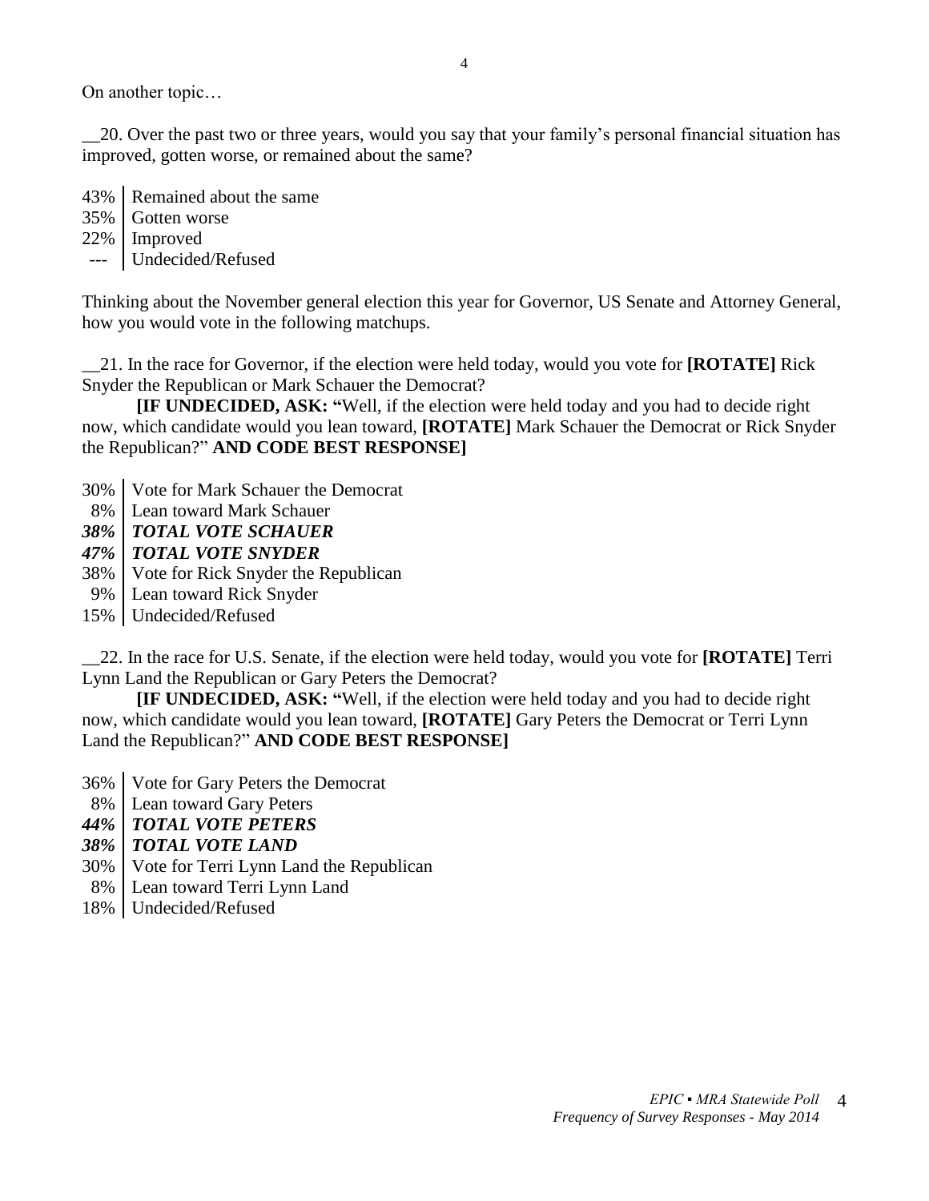On another topic…

__20. Over the past two or three years, would you say that your family's personal financial situation has improved, gotten worse, or remained about the same?

| | |
|---|---|
| 43% | Remained about the same |
| 35% | Gotten worse |
| 22% | Improved |
| --- | Undecided/Refused |

Thinking about the November general election this year for Governor, US Senate and Attorney General, how you would vote in the following matchups.

__21. In the race for Governor, if the election were held today, would you vote for **[ROTATE]** Rick Snyder the Republican or Mark Schauer the Democrat?

**[IF UNDECIDED, ASK: "**Well, if the election were held today and you had to decide right now, which candidate would you lean toward, **[ROTATE]** Mark Schauer the Democrat or Rick Snyder the Republican?" **AND CODE BEST RESPONSE]**

| | |
|---|---|
| 30% | Vote for Mark Schauer the Democrat |
| 8% | Lean toward Mark Schauer |
| ***38%*** | ***TOTAL VOTE SCHAUER*** |
| ***47%*** | ***TOTAL VOTE SNYDER*** |
| 38% | Vote for Rick Snyder the Republican |
| 9% | Lean toward Rick Snyder |
| 15% | Undecided/Refused |

__22. In the race for U.S. Senate, if the election were held today, would you vote for **[ROTATE]** Terri Lynn Land the Republican or Gary Peters the Democrat?

**[IF UNDECIDED, ASK: "**Well, if the election were held today and you had to decide right now, which candidate would you lean toward, **[ROTATE]** Gary Peters the Democrat or Terri Lynn Land the Republican?" **AND CODE BEST RESPONSE]**

| | |
|---|---|
| 36% | Vote for Gary Peters the Democrat |
| 8% | Lean toward Gary Peters |
| ***44%*** | ***TOTAL VOTE PETERS*** |
| ***38%*** | ***TOTAL VOTE LAND*** |
| 30% | Vote for Terri Lynn Land the Republican |
| 8% | Lean toward Terri Lynn Land |
| 18% | Undecided/Refused |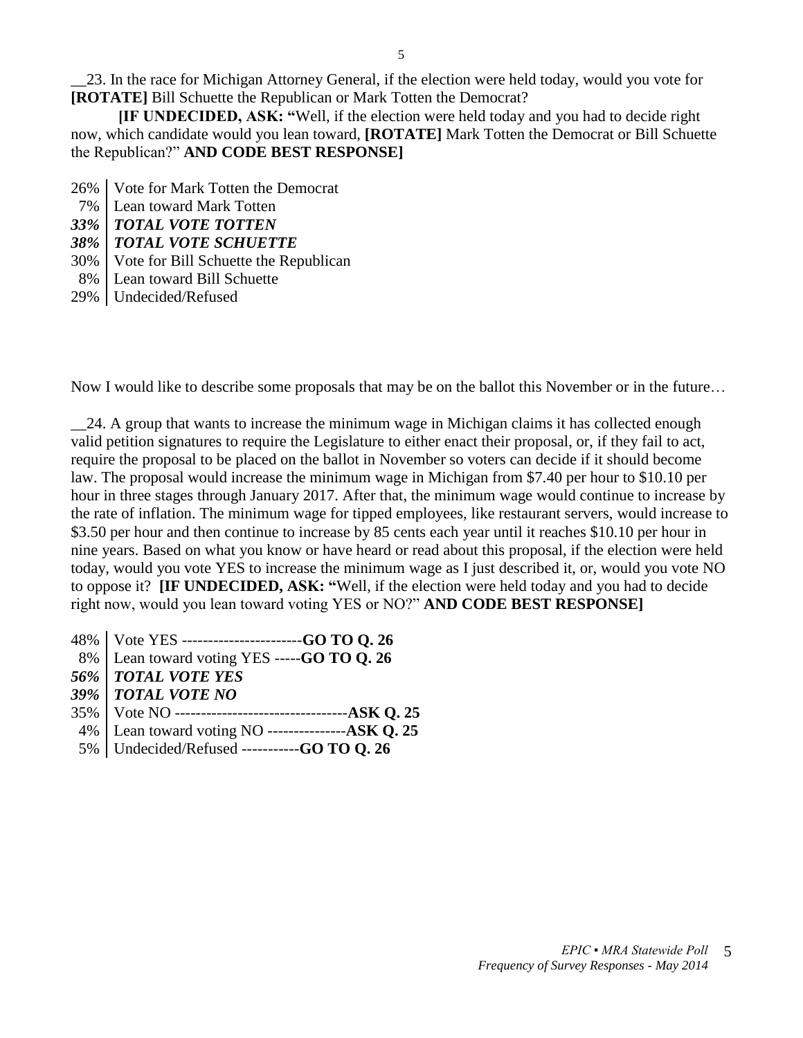__23. In the race for Michigan Attorney General, if the election were held today, would you vote for **[ROTATE]** Bill Schuette the Republican or Mark Totten the Democrat?

**[IF UNDECIDED, ASK: "**Well, if the election were held today and you had to decide right now, which candidate would you lean toward, **[ROTATE]** Mark Totten the Democrat or Bill Schuette the Republican?" **AND CODE BEST RESPONSE]**

| | |
|---|---|
| 26% | Vote for Mark Totten the Democrat |
| 7% | Lean toward Mark Totten |
| ***33%*** | ***TOTAL VOTE TOTTEN*** |
| ***38%*** | ***TOTAL VOTE SCHUETTE*** |
| 30% | Vote for Bill Schuette the Republican |
| 8% | Lean toward Bill Schuette |
| 29% | Undecided/Refused |

Now I would like to describe some proposals that may be on the ballot this November or in the future…

__24. A group that wants to increase the minimum wage in Michigan claims it has collected enough valid petition signatures to require the Legislature to either enact their proposal, or, if they fail to act, require the proposal to be placed on the ballot in November so voters can decide if it should become law. The proposal would increase the minimum wage in Michigan from $7.40 per hour to $10.10 per hour in three stages through January 2017. After that, the minimum wage would continue to increase by the rate of inflation. The minimum wage for tipped employees, like restaurant servers, would increase to $3.50 per hour and then continue to increase by 85 cents each year until it reaches $10.10 per hour in nine years. Based on what you know or have heard or read about this proposal, if the election were held today, would you vote YES to increase the minimum wage as I just described it, or, would you vote NO to oppose it? **[IF UNDECIDED, ASK: "**Well, if the election were held today and you had to decide right now, would you lean toward voting YES or NO?" **AND CODE BEST RESPONSE]**

| | |
|---|---|
| 48% | Vote YES -----------------------**GO TO Q. 26** |
| 8% | Lean toward voting YES -----**GO TO Q. 26** |
| ***56%*** | ***TOTAL VOTE YES*** |
| ***39%*** | ***TOTAL VOTE NO*** |
| 35% | Vote NO ---------------------------------**ASK Q. 25** |
| 4% | Lean toward voting NO ---------------**ASK Q. 25** |
| 5% | Undecided/Refused -----------**GO TO Q. 26** |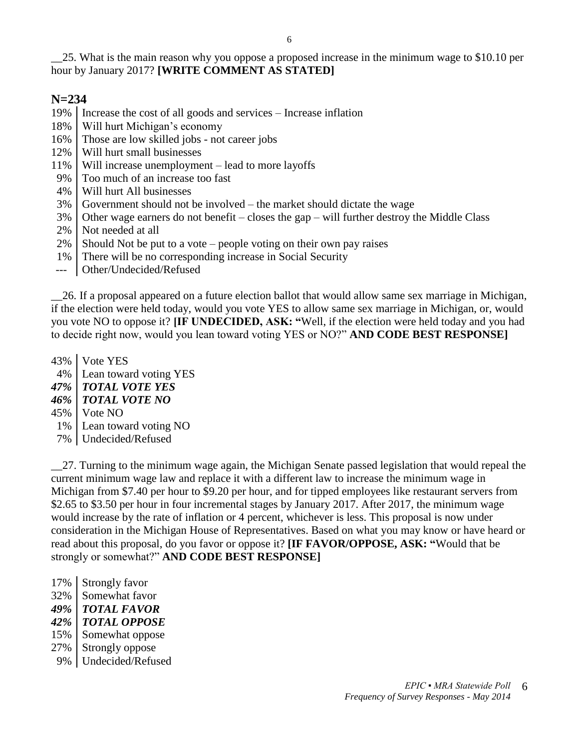__25. What is the main reason why you oppose a proposed increase in the minimum wage to $10.10 per hour by January 2017? **[WRITE COMMENT AS STATED]**

**N=234**

| | |
|---|---|
| 19% | Increase the cost of all goods and services – Increase inflation |
| 18% | Will hurt Michigan's economy |
| 16% | Those are low skilled jobs - not career jobs |
| 12% | Will hurt small businesses |
| 11% | Will increase unemployment – lead to more layoffs |
| 9% | Too much of an increase too fast |
| 4% | Will hurt All businesses |
| 3% | Government should not be involved – the market should dictate the wage |
| 3% | Other wage earners do not benefit – closes the gap – will further destroy the Middle Class |
| 2% | Not needed at all |
| 2% | Should Not be put to a vote – people voting on their own pay raises |
| 1% | There will be no corresponding increase in Social Security |
| --- | Other/Undecided/Refused |

__26. If a proposal appeared on a future election ballot that would allow same sex marriage in Michigan, if the election were held today, would you vote YES to allow same sex marriage in Michigan, or, would you vote NO to oppose it? **[IF UNDECIDED, ASK: "**Well, if the election were held today and you had to decide right now, would you lean toward voting YES or NO?" **AND CODE BEST RESPONSE]**

| | |
|---|---|
| 43% | Vote YES |
| 4% | Lean toward voting YES |
| ***47%*** | ***TOTAL VOTE YES*** |
| ***46%*** | ***TOTAL VOTE NO*** |
| 45% | Vote NO |
| 1% | Lean toward voting NO |
| 7% | Undecided/Refused |

__27. Turning to the minimum wage again, the Michigan Senate passed legislation that would repeal the current minimum wage law and replace it with a different law to increase the minimum wage in Michigan from $7.40 per hour to $9.20 per hour, and for tipped employees like restaurant servers from $2.65 to $3.50 per hour in four incremental stages by January 2017. After 2017, the minimum wage would increase by the rate of inflation or 4 percent, whichever is less. This proposal is now under consideration in the Michigan House of Representatives. Based on what you may know or have heard or read about this proposal, do you favor or oppose it? **[IF FAVOR/OPPOSE, ASK: "**Would that be strongly or somewhat?" **AND CODE BEST RESPONSE]**

| | |
|---|---|
| 17% | Strongly favor |
| 32% | Somewhat favor |
| ***49%*** | ***TOTAL FAVOR*** |
| ***42%*** | ***TOTAL OPPOSE*** |
| 15% | Somewhat oppose |
| 27% | Strongly oppose |
| 9% | Undecided/Refused |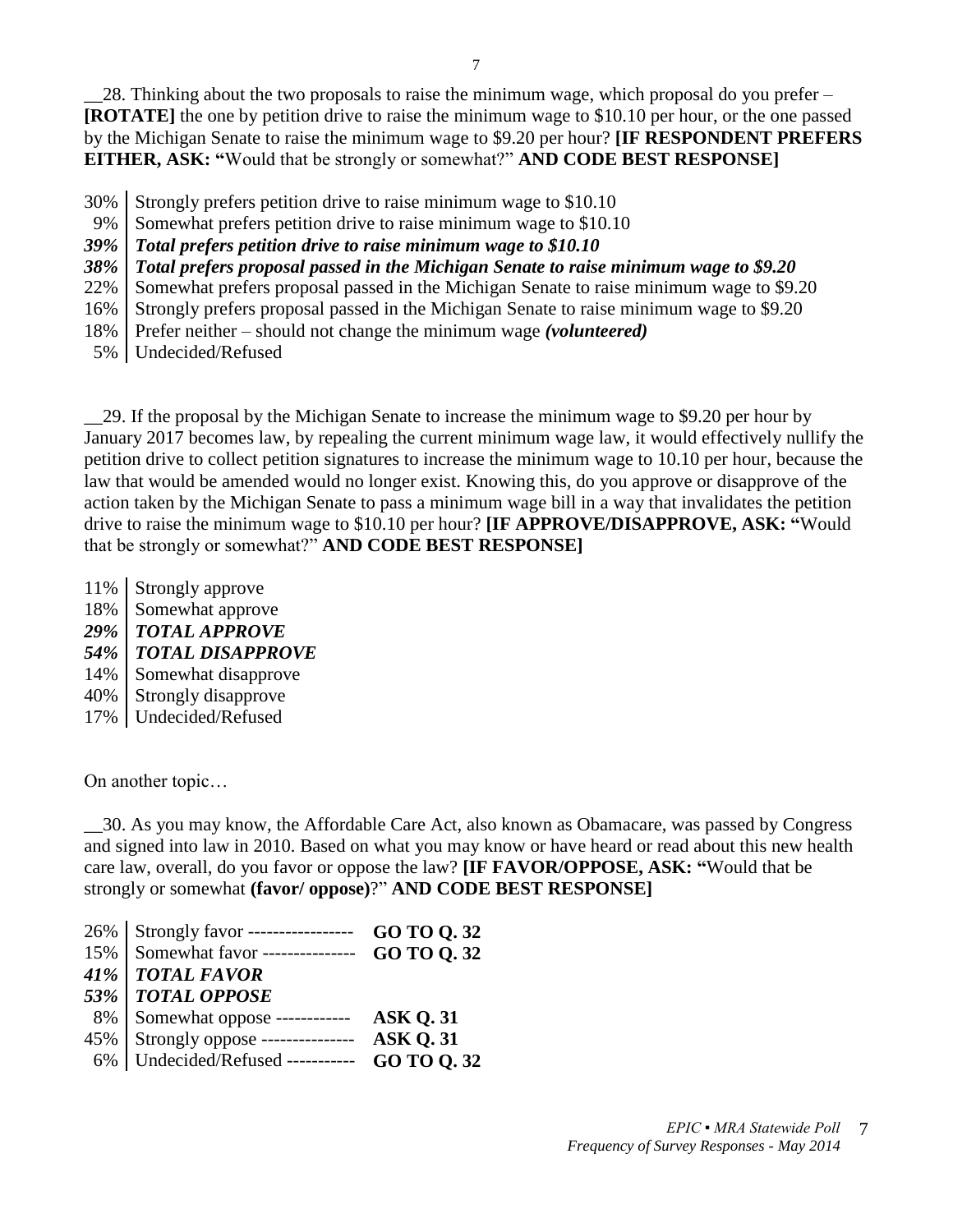__28. Thinking about the two proposals to raise the minimum wage, which proposal do you prefer – **[ROTATE]** the one by petition drive to raise the minimum wage to $10.10 per hour, or the one passed by the Michigan Senate to raise the minimum wage to $9.20 per hour? **[IF RESPONDENT PREFERS EITHER, ASK: "**Would that be strongly or somewhat?" **AND CODE BEST RESPONSE]**

| | |
|---|---|
| 30% | Strongly prefers petition drive to raise minimum wage to $10.10 |
| 9% | Somewhat prefers petition drive to raise minimum wage to $10.10 |
| ***39%*** | ***Total prefers petition drive to raise minimum wage to $10.10*** |
| ***38%*** | ***Total prefers proposal passed in the Michigan Senate to raise minimum wage to $9.20*** |
| 22% | Somewhat prefers proposal passed in the Michigan Senate to raise minimum wage to $9.20 |
| 16% | Strongly prefers proposal passed in the Michigan Senate to raise minimum wage to $9.20 |
| 18% | Prefer neither – should not change the minimum wage ***(volunteered)*** |
| 5% | Undecided/Refused |

__29. If the proposal by the Michigan Senate to increase the minimum wage to $9.20 per hour by January 2017 becomes law, by repealing the current minimum wage law, it would effectively nullify the petition drive to collect petition signatures to increase the minimum wage to 10.10 per hour, because the law that would be amended would no longer exist. Knowing this, do you approve or disapprove of the action taken by the Michigan Senate to pass a minimum wage bill in a way that invalidates the petition drive to raise the minimum wage to $10.10 per hour? **[IF APPROVE/DISAPPROVE, ASK: "**Would that be strongly or somewhat?" **AND CODE BEST RESPONSE]**

| | |
|---|---|
| 11% | Strongly approve |
| 18% | Somewhat approve |
| ***29%*** | ***TOTAL APPROVE*** |
| ***54%*** | ***TOTAL DISAPPROVE*** |
| 14% | Somewhat disapprove |
| 40% | Strongly disapprove |
| 17% | Undecided/Refused |

On another topic…

__30. As you may know, the Affordable Care Act, also known as Obamacare, was passed by Congress and signed into law in 2010. Based on what you may know or have heard or read about this new health care law, overall, do you favor or oppose the law? **[IF FAVOR/OPPOSE, ASK: "**Would that be strongly or somewhat **(favor/ oppose)**?" **AND CODE BEST RESPONSE]**

| | | |
|---|---|---|
| 26% | Strongly favor ----------------- | **GO TO Q. 32** |
| 15% | Somewhat favor --------------- | **GO TO Q. 32** |
| ***41%*** | ***TOTAL FAVOR*** | |
| ***53%*** | ***TOTAL OPPOSE*** | |
| 8% | Somewhat oppose ------------ | **ASK Q. 31** |
| 45% | Strongly oppose --------------- | **ASK Q. 31** |
| 6% | Undecided/Refused ----------- | **GO TO Q. 32** |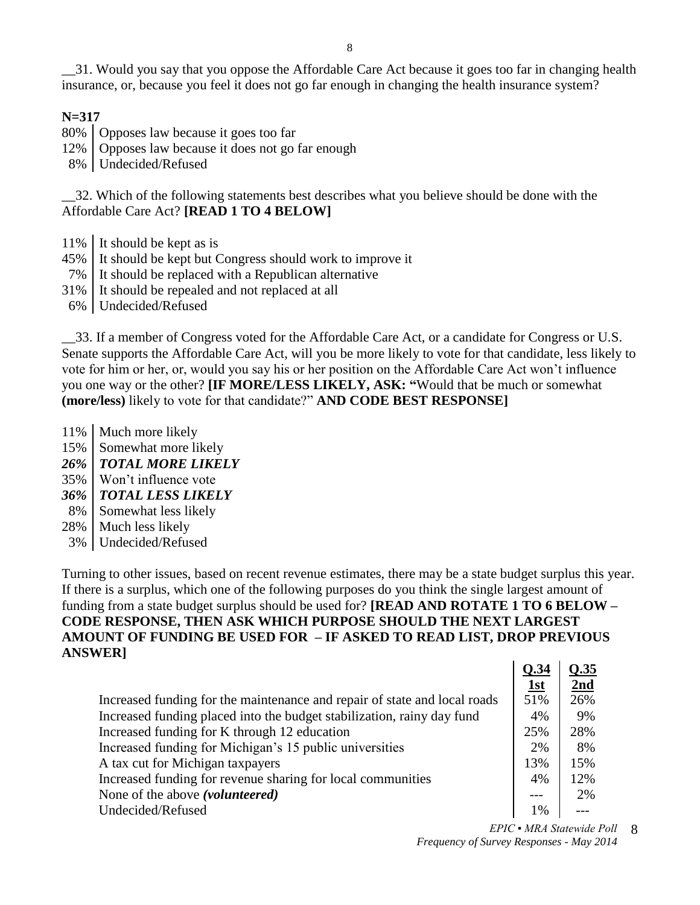__31. Would you say that you oppose the Affordable Care Act because it goes too far in changing health insurance, or, because you feel it does not go far enough in changing the health insurance system?

**N=317**

| | |
|---|---|
| 80% | Opposes law because it goes too far |
| 12% | Opposes law because it does not go far enough |
| 8% | Undecided/Refused |

__32. Which of the following statements best describes what you believe should be done with the Affordable Care Act? **[READ 1 TO 4 BELOW]**

| | |
|---|---|
| 11% | It should be kept as is |
| 45% | It should be kept but Congress should work to improve it |
| 7% | It should be replaced with a Republican alternative |
| 31% | It should be repealed and not replaced at all |
| 6% | Undecided/Refused |

__33. If a member of Congress voted for the Affordable Care Act, or a candidate for Congress or U.S. Senate supports the Affordable Care Act, will you be more likely to vote for that candidate, less likely to vote for him or her, or, would you say his or her position on the Affordable Care Act won't influence you one way or the other? **[IF MORE/LESS LIKELY, ASK: "**Would that be much or somewhat **(more/less)** likely to vote for that candidate?" **AND CODE BEST RESPONSE]**

| | |
|---|---|
| 11% | Much more likely |
| 15% | Somewhat more likely |
| ***26%*** | ***TOTAL MORE LIKELY*** |
| 35% | Won't influence vote |
| ***36%*** | ***TOTAL LESS LIKELY*** |
| 8% | Somewhat less likely |
| 28% | Much less likely |
| 3% | Undecided/Refused |

Turning to other issues, based on recent revenue estimates, there may be a state budget surplus this year. If there is a surplus, which one of the following purposes do you think the single largest amount of funding from a state budget surplus should be used for? **[READ AND ROTATE 1 TO 6 BELOW – CODE RESPONSE, THEN ASK WHICH PURPOSE SHOULD THE NEXT LARGEST AMOUNT OF FUNDING BE USED FOR – IF ASKED TO READ LIST, DROP PREVIOUS ANSWER]**

| | Q.34 1st | Q.35 2nd |
|---|---|---|
| Increased funding for the maintenance and repair of state and local roads | 51% | 26% |
| Increased funding placed into the budget stabilization, rainy day fund | 4% | 9% |
| Increased funding for K through 12 education | 25% | 28% |
| Increased funding for Michigan's 15 public universities | 2% | 8% |
| A tax cut for Michigan taxpayers | 13% | 15% |
| Increased funding for revenue sharing for local communities | 4% | 12% |
| None of the above *(volunteered)* | --- | 2% |
| Undecided/Refused | 1% | --- |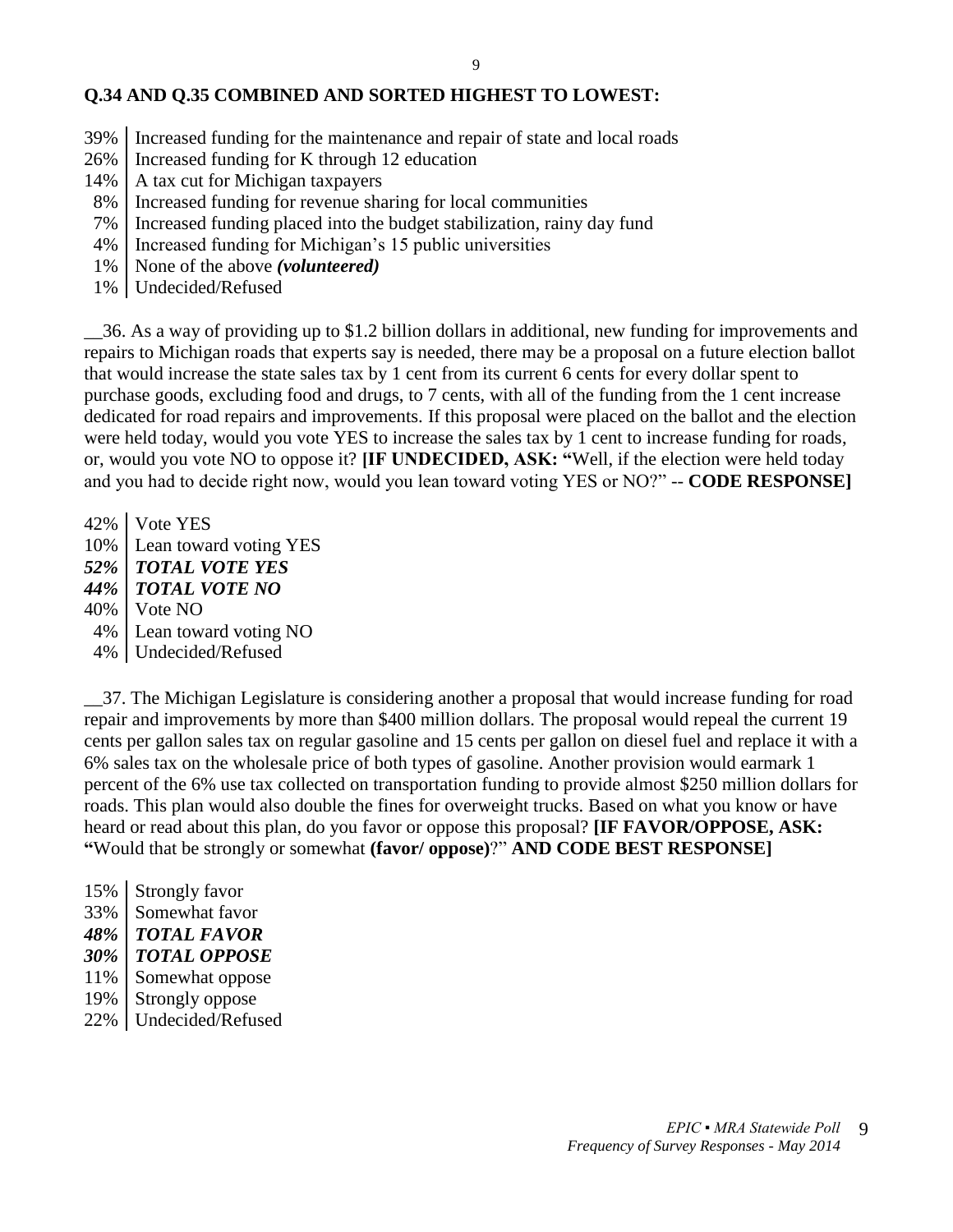**Q.34 AND Q.35 COMBINED AND SORTED HIGHEST TO LOWEST:**

| | |
|---|---|
| 39% | Increased funding for the maintenance and repair of state and local roads |
| 26% | Increased funding for K through 12 education |
| 14% | A tax cut for Michigan taxpayers |
| 8% | Increased funding for revenue sharing for local communities |
| 7% | Increased funding placed into the budget stabilization, rainy day fund |
| 4% | Increased funding for Michigan's 15 public universities |
| 1% | None of the above ***(volunteered)*** |
| 1% | Undecided/Refused |

__36. As a way of providing up to $1.2 billion dollars in additional, new funding for improvements and repairs to Michigan roads that experts say is needed, there may be a proposal on a future election ballot that would increase the state sales tax by 1 cent from its current 6 cents for every dollar spent to purchase goods, excluding food and drugs, to 7 cents, with all of the funding from the 1 cent increase dedicated for road repairs and improvements. If this proposal were placed on the ballot and the election were held today, would you vote YES to increase the sales tax by 1 cent to increase funding for roads, or, would you vote NO to oppose it? **[IF UNDECIDED, ASK: "**Well, if the election were held today and you had to decide right now, would you lean toward voting YES or NO?" -- **CODE RESPONSE]**

| | |
|---|---|
| 42% | Vote YES |
| 10% | Lean toward voting YES |
| ***52%*** | ***TOTAL VOTE YES*** |
| ***44%*** | ***TOTAL VOTE NO*** |
| 40% | Vote NO |
| 4% | Lean toward voting NO |
| 4% | Undecided/Refused |

__37. The Michigan Legislature is considering another a proposal that would increase funding for road repair and improvements by more than $400 million dollars. The proposal would repeal the current 19 cents per gallon sales tax on regular gasoline and 15 cents per gallon on diesel fuel and replace it with a 6% sales tax on the wholesale price of both types of gasoline. Another provision would earmark 1 percent of the 6% use tax collected on transportation funding to provide almost $250 million dollars for roads. This plan would also double the fines for overweight trucks. Based on what you know or have heard or read about this plan, do you favor or oppose this proposal? **[IF FAVOR/OPPOSE, ASK: "**Would that be strongly or somewhat **(favor/ oppose)**?" **AND CODE BEST RESPONSE]**

| | |
|---|---|
| 15% | Strongly favor |
| 33% | Somewhat favor |
| ***48%*** | ***TOTAL FAVOR*** |
| ***30%*** | ***TOTAL OPPOSE*** |
| 11% | Somewhat oppose |
| 19% | Strongly oppose |
| 22% | Undecided/Refused |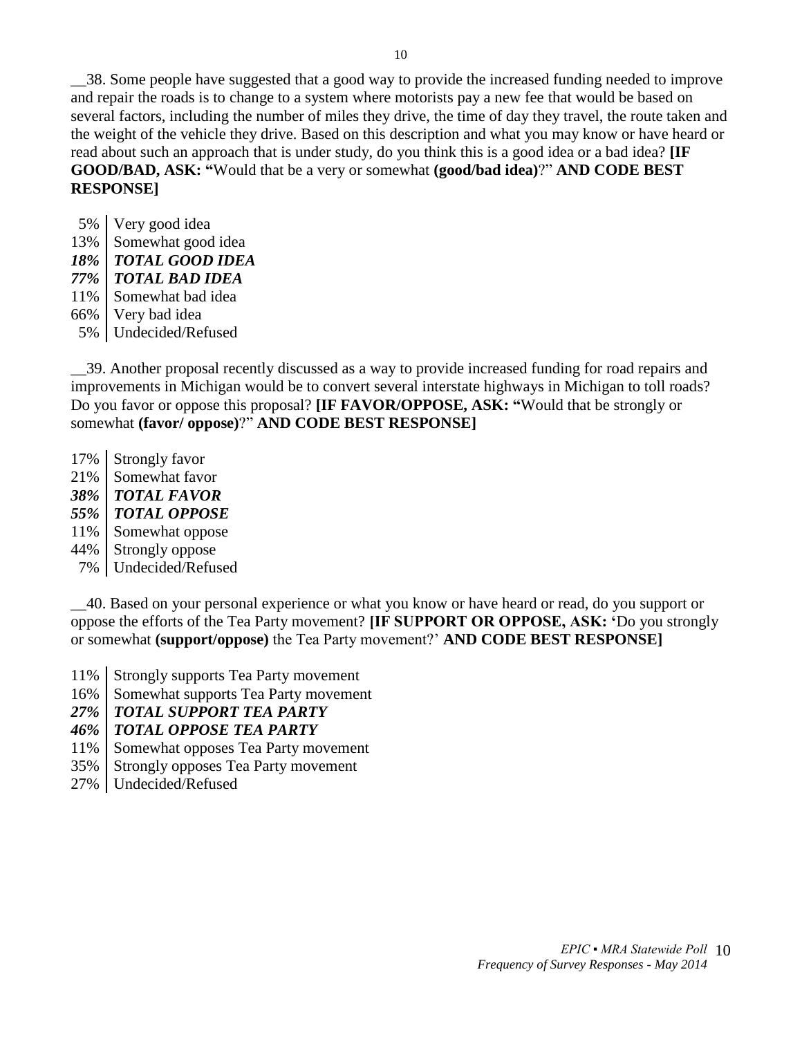__38. Some people have suggested that a good way to provide the increased funding needed to improve and repair the roads is to change to a system where motorists pay a new fee that would be based on several factors, including the number of miles they drive, the time of day they travel, the route taken and the weight of the vehicle they drive. Based on this description and what you may know or have heard or read about such an approach that is under study, do you think this is a good idea or a bad idea? **[IF GOOD/BAD, ASK: "**Would that be a very or somewhat **(good/bad idea)**?" **AND CODE BEST RESPONSE]**

| | |
|---|---|
| 5% | Very good idea |
| 13% | Somewhat good idea |
| ***18%*** | ***TOTAL GOOD IDEA*** |
| ***77%*** | ***TOTAL BAD IDEA*** |
| 11% | Somewhat bad idea |
| 66% | Very bad idea |
| 5% | Undecided/Refused |

__39. Another proposal recently discussed as a way to provide increased funding for road repairs and improvements in Michigan would be to convert several interstate highways in Michigan to toll roads? Do you favor or oppose this proposal? **[IF FAVOR/OPPOSE, ASK: "**Would that be strongly or somewhat **(favor/ oppose)**?" **AND CODE BEST RESPONSE]**

| | |
|---|---|
| 17% | Strongly favor |
| 21% | Somewhat favor |
| ***38%*** | ***TOTAL FAVOR*** |
| ***55%*** | ***TOTAL OPPOSE*** |
| 11% | Somewhat oppose |
| 44% | Strongly oppose |
| 7% | Undecided/Refused |

__40. Based on your personal experience or what you know or have heard or read, do you support or oppose the efforts of the Tea Party movement? **[IF SUPPORT OR OPPOSE, ASK: '**Do you strongly or somewhat **(support/oppose)** the Tea Party movement?' **AND CODE BEST RESPONSE]**

| | |
|---|---|
| 11% | Strongly supports Tea Party movement |
| 16% | Somewhat supports Tea Party movement |
| ***27%*** | ***TOTAL SUPPORT TEA PARTY*** |
| ***46%*** | ***TOTAL OPPOSE TEA PARTY*** |
| 11% | Somewhat opposes Tea Party movement |
| 35% | Strongly opposes Tea Party movement |
| 27% | Undecided/Refused |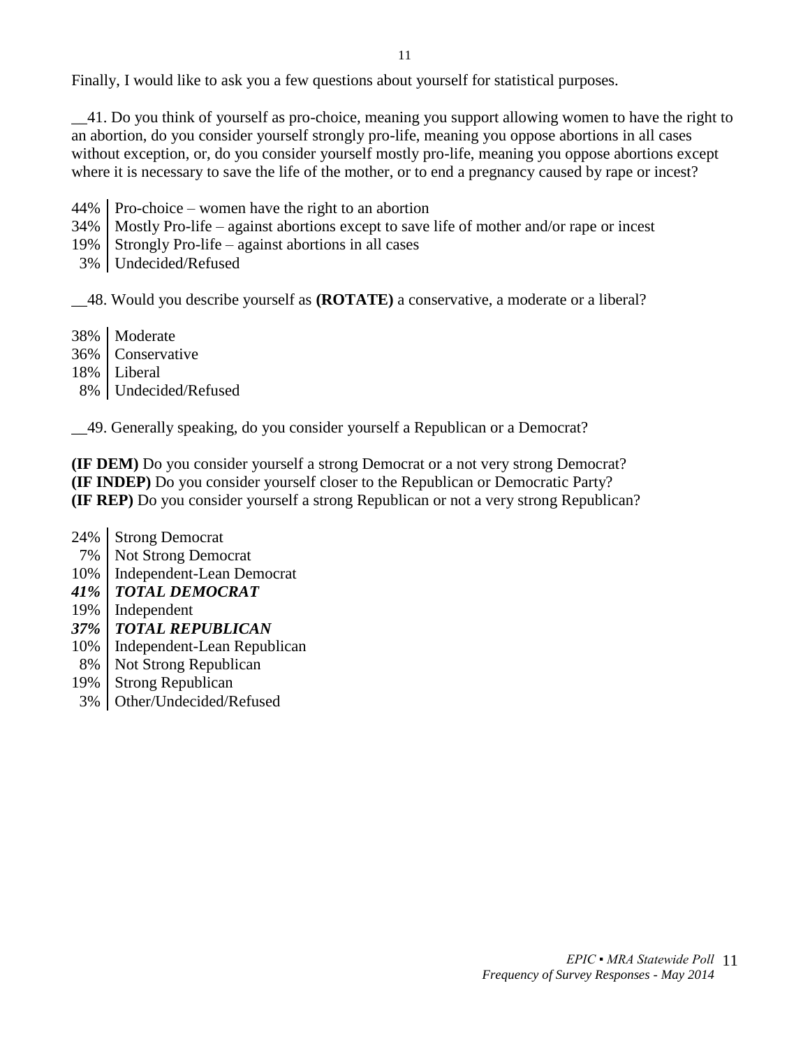Finally, I would like to ask you a few questions about yourself for statistical purposes.

__41. Do you think of yourself as pro-choice, meaning you support allowing women to have the right to an abortion, do you consider yourself strongly pro-life, meaning you oppose abortions in all cases without exception, or, do you consider yourself mostly pro-life, meaning you oppose abortions except where it is necessary to save the life of the mother, or to end a pregnancy caused by rape or incest?

| | |
|---|---|
| 44% | Pro-choice – women have the right to an abortion |
| 34% | Mostly Pro-life – against abortions except to save life of mother and/or rape or incest |
| 19% | Strongly Pro-life – against abortions in all cases |
| 3% | Undecided/Refused |

__48. Would you describe yourself as **(ROTATE)** a conservative, a moderate or a liberal?

| | |
|---|---|
| 38% | Moderate |
| 36% | Conservative |
| 18% | Liberal |
| 8% | Undecided/Refused |

__49. Generally speaking, do you consider yourself a Republican or a Democrat?

**(IF DEM)** Do you consider yourself a strong Democrat or a not very strong Democrat?
**(IF INDEP)** Do you consider yourself closer to the Republican or Democratic Party?
**(IF REP)** Do you consider yourself a strong Republican or not a very strong Republican?

| | |
|---|---|
| 24% | Strong Democrat |
| 7% | Not Strong Democrat |
| 10% | Independent-Lean Democrat |
| ***41%*** | ***TOTAL DEMOCRAT*** |
| 19% | Independent |
| ***37%*** | ***TOTAL REPUBLICAN*** |
| 10% | Independent-Lean Republican |
| 8% | Not Strong Republican |
| 19% | Strong Republican |
| 3% | Other/Undecided/Refused |